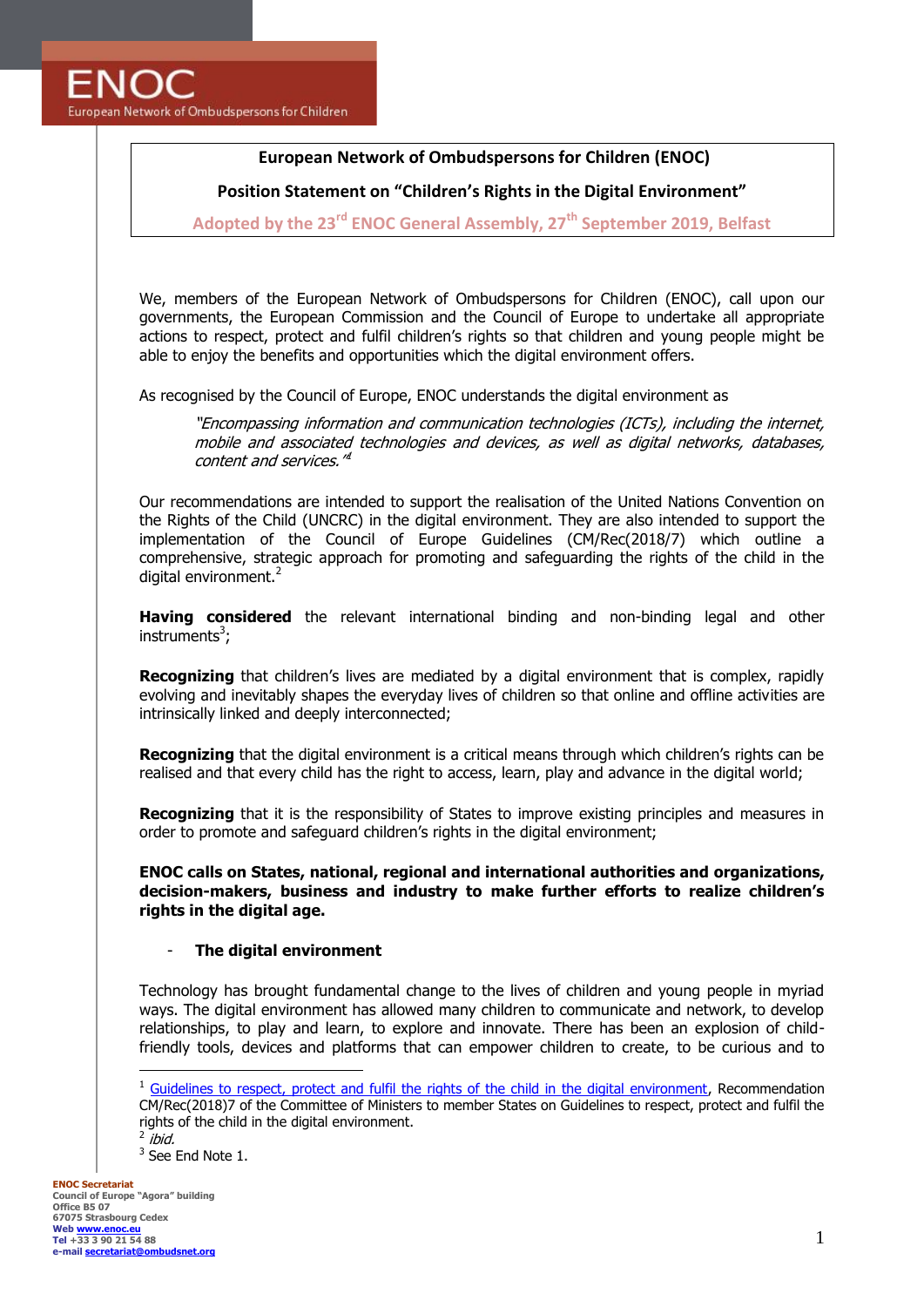ENOC
European Network of Ombudspersons for Children

**European Network of Ombudspersons for Children (ENOC)**

**Position Statement on "Children's Rights in the Digital Environment"**

Adopted by the 23rd ENOC General Assembly, 27th September 2019, Belfast

We, members of the European Network of Ombudspersons for Children (ENOC), call upon our governments, the European Commission and the Council of Europe to undertake all appropriate actions to respect, protect and fulfil children's rights so that children and young people might be able to enjoy the benefits and opportunities which the digital environment offers.

As recognised by the Council of Europe, ENOC understands the digital environment as

> *"Encompassing information and communication technologies (ICTs), including the internet, mobile and associated technologies and devices, as well as digital networks, databases, content and services."*[1]

Our recommendations are intended to support the realisation of the United Nations Convention on the Rights of the Child (UNCRC) in the digital environment. They are also intended to support the implementation of the Council of Europe Guidelines (CM/Rec(2018/7) which outline a comprehensive, strategic approach for promoting and safeguarding the rights of the child in the digital environment.[2]

**Having considered** the relevant international binding and non-binding legal and other instruments[3];

**Recognizing** that children's lives are mediated by a digital environment that is complex, rapidly evolving and inevitably shapes the everyday lives of children so that online and offline activities are intrinsically linked and deeply interconnected;

**Recognizing** that the digital environment is a critical means through which children's rights can be realised and that every child has the right to access, learn, play and advance in the digital world;

**Recognizing** that it is the responsibility of States to improve existing principles and measures in order to promote and safeguard children's rights in the digital environment;

**ENOC calls on States, national, regional and international authorities and organizations, decision-makers, business and industry to make further efforts to realize children's rights in the digital age.**

- **The digital environment**

Technology has brought fundamental change to the lives of children and young people in myriad ways. The digital environment has allowed many children to communicate and network, to develop relationships, to play and learn, to explore and innovate. There has been an explosion of child-friendly tools, devices and platforms that can empower children to create, to be curious and to

---

[1] Guidelines to respect, protect and fulfil the rights of the child in the digital environment, Recommendation CM/Rec(2018)7 of the Committee of Ministers to member States on Guidelines to respect, protect and fulfil the rights of the child in the digital environment.

[2] *ibid.*

[3] See End Note 1.

**ENOC Secretariat**
Council of Europe "Agora" building
Office B5 07
67075 Strasbourg Cedex
Web www.enoc.eu
Tel +33 3 90 21 54 88
e-mail secretariat@ombudsnet.org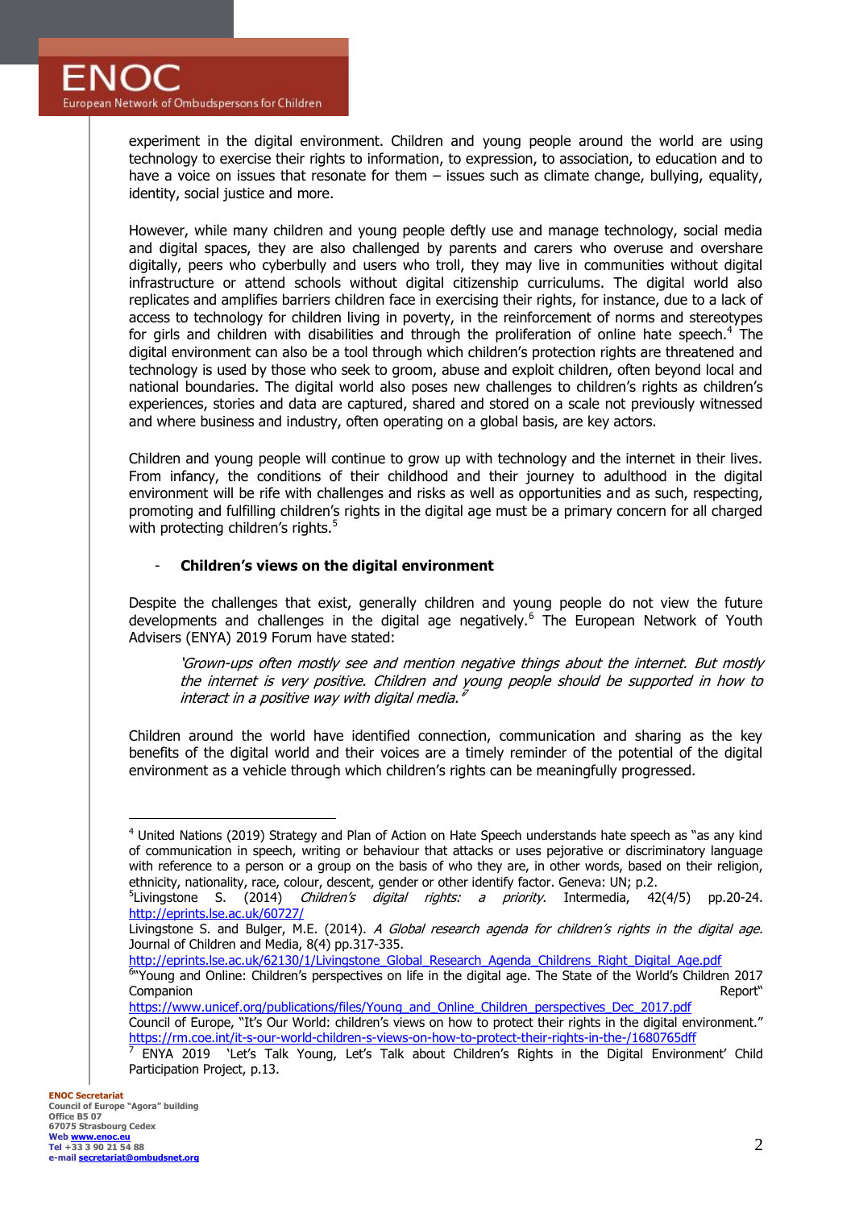experiment in the digital environment. Children and young people around the world are using technology to exercise their rights to information, to expression, to association, to education and to have a voice on issues that resonate for them – issues such as climate change, bullying, equality, identity, social justice and more.

However, while many children and young people deftly use and manage technology, social media and digital spaces, they are also challenged by parents and carers who overuse and overshare digitally, peers who cyberbully and users who troll, they may live in communities without digital infrastructure or attend schools without digital citizenship curriculums. The digital world also replicates and amplifies barriers children face in exercising their rights, for instance, due to a lack of access to technology for children living in poverty, in the reinforcement of norms and stereotypes for girls and children with disabilities and through the proliferation of online hate speech.[4] The digital environment can also be a tool through which children's protection rights are threatened and technology is used by those who seek to groom, abuse and exploit children, often beyond local and national boundaries. The digital world also poses new challenges to children's rights as children's experiences, stories and data are captured, shared and stored on a scale not previously witnessed and where business and industry, often operating on a global basis, are key actors.

Children and young people will continue to grow up with technology and the internet in their lives. From infancy, the conditions of their childhood and their journey to adulthood in the digital environment will be rife with challenges and risks as well as opportunities and as such, respecting, promoting and fulfilling children's rights in the digital age must be a primary concern for all charged with protecting children's rights.[5]

- **Children's views on the digital environment**

Despite the challenges that exist, generally children and young people do not view the future developments and challenges in the digital age negatively.[6] The European Network of Youth Advisers (ENYA) 2019 Forum have stated:

> *'Grown-ups often mostly see and mention negative things about the internet. But mostly the internet is very positive. Children and young people should be supported in how to interact in a positive way with digital media.'*[7]

Children around the world have identified connection, communication and sharing as the key benefits of the digital world and their voices are a timely reminder of the potential of the digital environment as a vehicle through which children's rights can be meaningfully progressed.

---

[4] United Nations (2019) Strategy and Plan of Action on Hate Speech understands hate speech as "as any kind of communication in speech, writing or behaviour that attacks or uses pejorative or discriminatory language with reference to a person or a group on the basis of who they are, in other words, based on their religion, ethnicity, nationality, race, colour, descent, gender or other identify factor. Geneva: UN; p.2.

[5] Livingstone S. (2014) *Children's digital rights: a priority.* Intermedia, 42(4/5) pp.20-24. http://eprints.lse.ac.uk/60727/
Livingstone S. and Bulger, M.E. (2014). *A Global research agenda for children's rights in the digital age.* Journal of Children and Media, 8(4) pp.317-335.
http://eprints.lse.ac.uk/62130/1/Livingstone_Global_Research_Agenda_Childrens_Right_Digital_Age.pdf

[6] "Young and Online: Children's perspectives on life in the digital age. The State of the World's Children 2017 Companion Report"
https://www.unicef.org/publications/files/Young_and_Online_Children_perspectives_Dec_2017.pdf
Council of Europe, "It's Our World: children's views on how to protect their rights in the digital environment." https://rm.coe.int/it-s-our-world-children-s-views-on-how-to-protect-their-rights-in-the-/1680765dff

[7] ENYA 2019 'Let's Talk Young, Let's Talk about Children's Rights in the Digital Environment' Child Participation Project, p.13.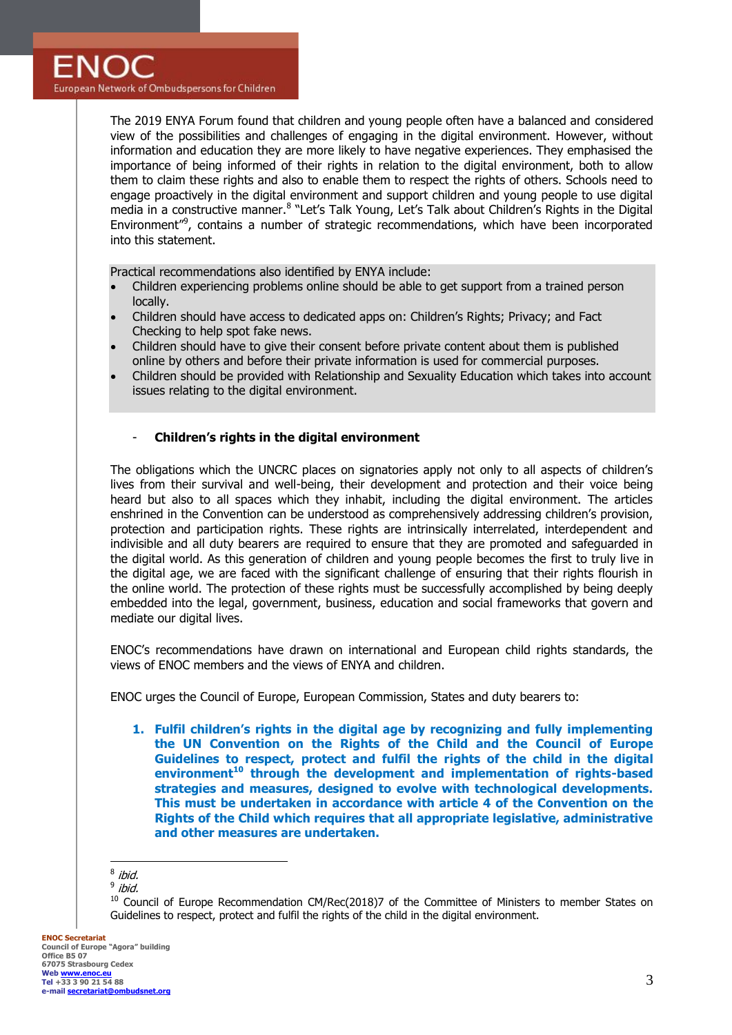The 2019 ENYA Forum found that children and young people often have a balanced and considered view of the possibilities and challenges of engaging in the digital environment. However, without information and education they are more likely to have negative experiences. They emphasised the importance of being informed of their rights in relation to the digital environment, both to allow them to claim these rights and also to enable them to respect the rights of others. Schools need to engage proactively in the digital environment and support children and young people to use digital media in a constructive manner.[8] "Let's Talk Young, Let's Talk about Children's Rights in the Digital Environment"[9], contains a number of strategic recommendations, which have been incorporated into this statement.

Practical recommendations also identified by ENYA include:

- Children experiencing problems online should be able to get support from a trained person locally.
- Children should have access to dedicated apps on: Children's Rights; Privacy; and Fact Checking to help spot fake news.
- Children should have to give their consent before private content about them is published online by others and before their private information is used for commercial purposes.
- Children should be provided with Relationship and Sexuality Education which takes into account issues relating to the digital environment.

- **Children's rights in the digital environment**

The obligations which the UNCRC places on signatories apply not only to all aspects of children's lives from their survival and well-being, their development and protection and their voice being heard but also to all spaces which they inhabit, including the digital environment. The articles enshrined in the Convention can be understood as comprehensively addressing children's provision, protection and participation rights. These rights are intrinsically interrelated, interdependent and indivisible and all duty bearers are required to ensure that they are promoted and safeguarded in the digital world. As this generation of children and young people becomes the first to truly live in the digital age, we are faced with the significant challenge of ensuring that their rights flourish in the online world. The protection of these rights must be successfully accomplished by being deeply embedded into the legal, government, business, education and social frameworks that govern and mediate our digital lives.

ENOC's recommendations have drawn on international and European child rights standards, the views of ENOC members and the views of ENYA and children.

ENOC urges the Council of Europe, European Commission, States and duty bearers to:

1. **Fulfil children's rights in the digital age by recognizing and fully implementing the UN Convention on the Rights of the Child and the Council of Europe Guidelines to respect, protect and fulfil the rights of the child in the digital environment[10] through the development and implementation of rights-based strategies and measures, designed to evolve with technological developments. This must be undertaken in accordance with article 4 of the Convention on the Rights of the Child which requires that all appropriate legislative, administrative and other measures are undertaken.**

---

[8] *ibid.*

[9] *ibid.*

[10] Council of Europe Recommendation CM/Rec(2018)7 of the Committee of Ministers to member States on Guidelines to respect, protect and fulfil the rights of the child in the digital environment.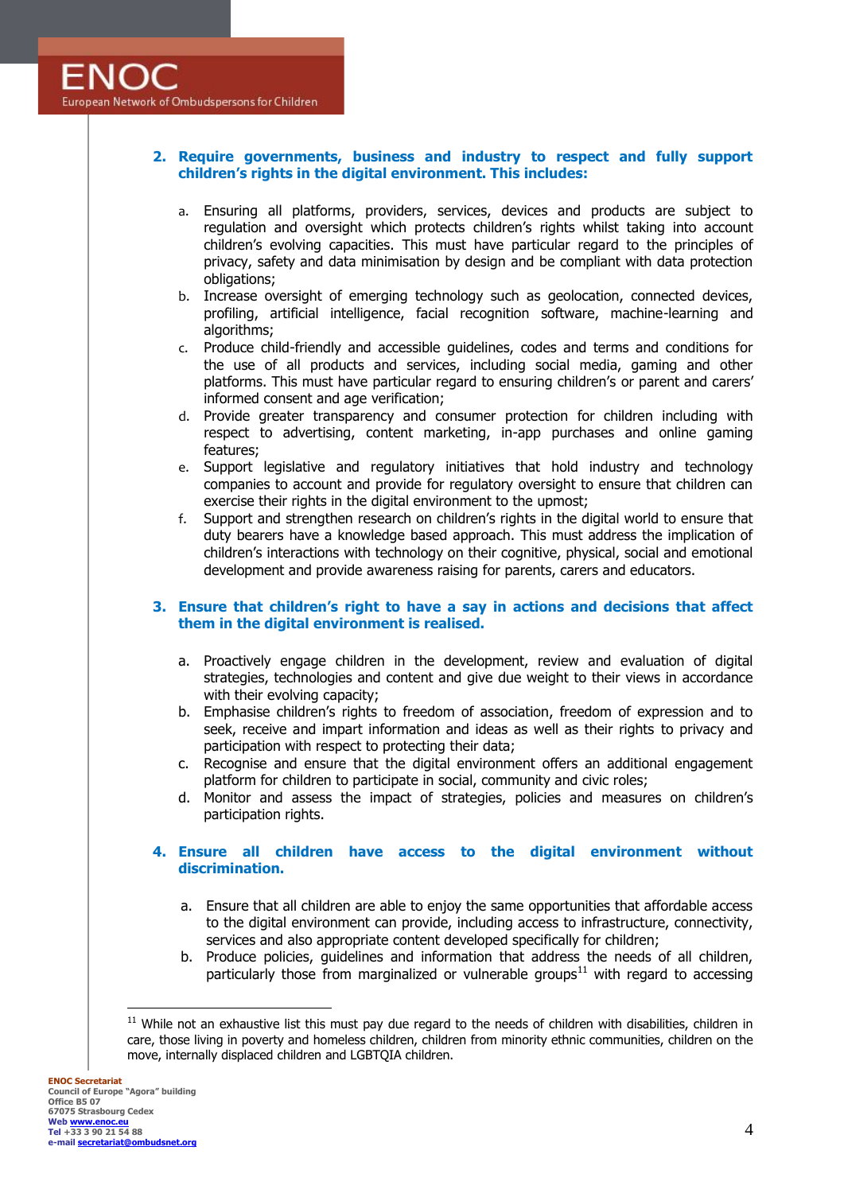**2. Require governments, business and industry to respect and fully support children's rights in the digital environment. This includes:**

a. Ensuring all platforms, providers, services, devices and products are subject to regulation and oversight which protects children's rights whilst taking into account children's evolving capacities. This must have particular regard to the principles of privacy, safety and data minimisation by design and be compliant with data protection obligations;
b. Increase oversight of emerging technology such as geolocation, connected devices, profiling, artificial intelligence, facial recognition software, machine-learning and algorithms;
c. Produce child-friendly and accessible guidelines, codes and terms and conditions for the use of all products and services, including social media, gaming and other platforms. This must have particular regard to ensuring children's or parent and carers' informed consent and age verification;
d. Provide greater transparency and consumer protection for children including with respect to advertising, content marketing, in-app purchases and online gaming features;
e. Support legislative and regulatory initiatives that hold industry and technology companies to account and provide for regulatory oversight to ensure that children can exercise their rights in the digital environment to the upmost;
f. Support and strengthen research on children's rights in the digital world to ensure that duty bearers have a knowledge based approach. This must address the implication of children's interactions with technology on their cognitive, physical, social and emotional development and provide awareness raising for parents, carers and educators.

**3. Ensure that children's right to have a say in actions and decisions that affect them in the digital environment is realised.**

a. Proactively engage children in the development, review and evaluation of digital strategies, technologies and content and give due weight to their views in accordance with their evolving capacity;
b. Emphasise children's rights to freedom of association, freedom of expression and to seek, receive and impart information and ideas as well as their rights to privacy and participation with respect to protecting their data;
c. Recognise and ensure that the digital environment offers an additional engagement platform for children to participate in social, community and civic roles;
d. Monitor and assess the impact of strategies, policies and measures on children's participation rights.

**4. Ensure all children have access to the digital environment without discrimination.**

a. Ensure that all children are able to enjoy the same opportunities that affordable access to the digital environment can provide, including access to infrastructure, connectivity, services and also appropriate content developed specifically for children;
b. Produce policies, guidelines and information that address the needs of all children, particularly those from marginalized or vulnerable groups[11] with regard to accessing

---

[11] While not an exhaustive list this must pay due regard to the needs of children with disabilities, children in care, those living in poverty and homeless children, children from minority ethnic communities, children on the move, internally displaced children and LGBTQIA children.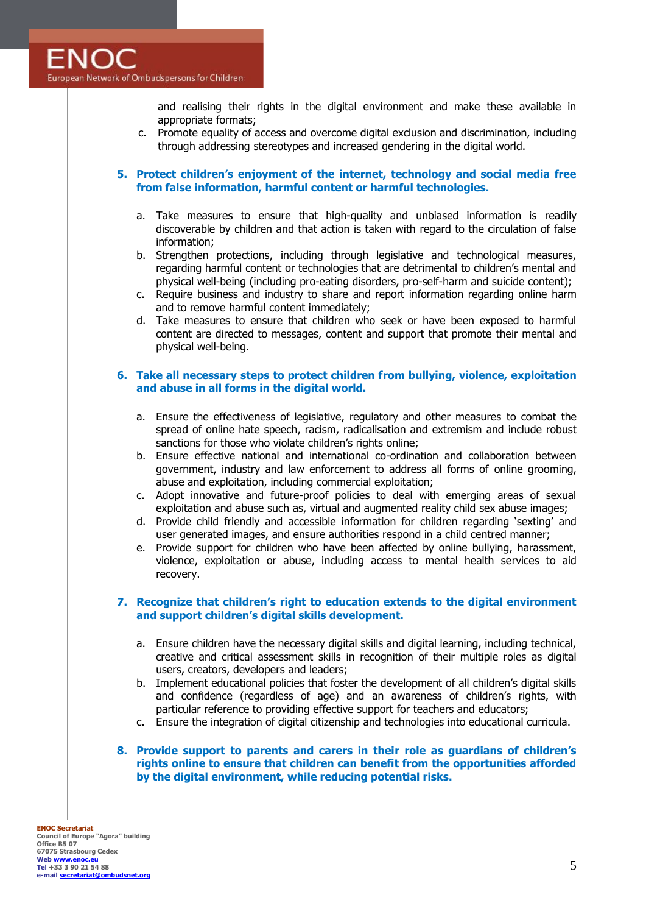and realising their rights in the digital environment and make these available in appropriate formats;

c. Promote equality of access and overcome digital exclusion and discrimination, including through addressing stereotypes and increased gendering in the digital world.

**5. Protect children's enjoyment of the internet, technology and social media free from false information, harmful content or harmful technologies.**

a. Take measures to ensure that high-quality and unbiased information is readily discoverable by children and that action is taken with regard to the circulation of false information;

b. Strengthen protections, including through legislative and technological measures, regarding harmful content or technologies that are detrimental to children's mental and physical well-being (including pro-eating disorders, pro-self-harm and suicide content);

c. Require business and industry to share and report information regarding online harm and to remove harmful content immediately;

d. Take measures to ensure that children who seek or have been exposed to harmful content are directed to messages, content and support that promote their mental and physical well-being.

**6. Take all necessary steps to protect children from bullying, violence, exploitation and abuse in all forms in the digital world.**

a. Ensure the effectiveness of legislative, regulatory and other measures to combat the spread of online hate speech, racism, radicalisation and extremism and include robust sanctions for those who violate children's rights online;

b. Ensure effective national and international co-ordination and collaboration between government, industry and law enforcement to address all forms of online grooming, abuse and exploitation, including commercial exploitation;

c. Adopt innovative and future-proof policies to deal with emerging areas of sexual exploitation and abuse such as, virtual and augmented reality child sex abuse images;

d. Provide child friendly and accessible information for children regarding 'sexting' and user generated images, and ensure authorities respond in a child centred manner;

e. Provide support for children who have been affected by online bullying, harassment, violence, exploitation or abuse, including access to mental health services to aid recovery.

**7. Recognize that children's right to education extends to the digital environment and support children's digital skills development.**

a. Ensure children have the necessary digital skills and digital learning, including technical, creative and critical assessment skills in recognition of their multiple roles as digital users, creators, developers and leaders;

b. Implement educational policies that foster the development of all children's digital skills and confidence (regardless of age) and an awareness of children's rights, with particular reference to providing effective support for teachers and educators;

c. Ensure the integration of digital citizenship and technologies into educational curricula.

**8. Provide support to parents and carers in their role as guardians of children's rights online to ensure that children can benefit from the opportunities afforded by the digital environment, while reducing potential risks.**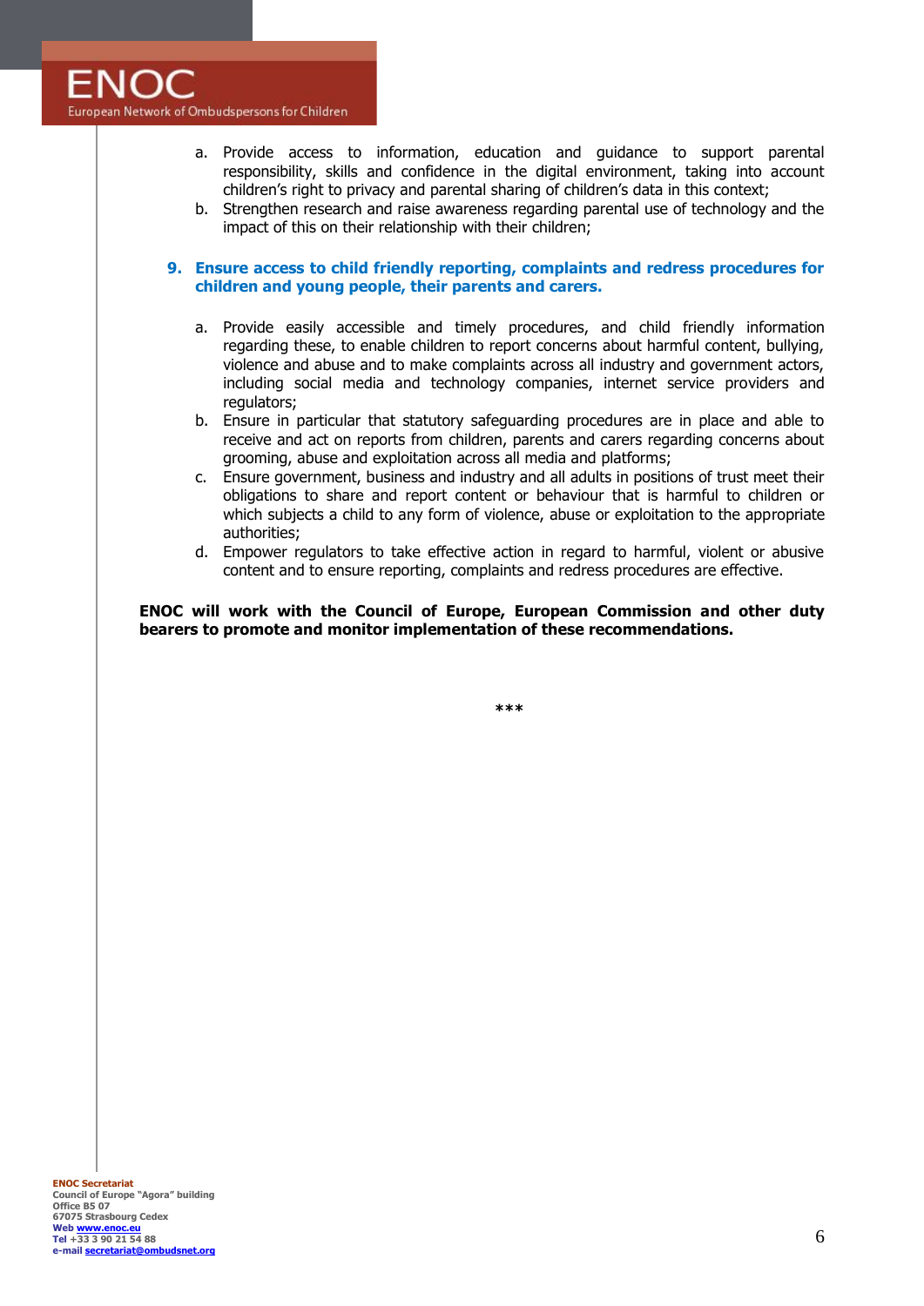a. Provide access to information, education and guidance to support parental responsibility, skills and confidence in the digital environment, taking into account children's right to privacy and parental sharing of children's data in this context;
b. Strengthen research and raise awareness regarding parental use of technology and the impact of this on their relationship with their children;

### 9. Ensure access to child friendly reporting, complaints and redress procedures for children and young people, their parents and carers.

a. Provide easily accessible and timely procedures, and child friendly information regarding these, to enable children to report concerns about harmful content, bullying, violence and abuse and to make complaints across all industry and government actors, including social media and technology companies, internet service providers and regulators;
b. Ensure in particular that statutory safeguarding procedures are in place and able to receive and act on reports from children, parents and carers regarding concerns about grooming, abuse and exploitation across all media and platforms;
c. Ensure government, business and industry and all adults in positions of trust meet their obligations to share and report content or behaviour that is harmful to children or which subjects a child to any form of violence, abuse or exploitation to the appropriate authorities;
d. Empower regulators to take effective action in regard to harmful, violent or abusive content and to ensure reporting, complaints and redress procedures are effective.

**ENOC will work with the Council of Europe, European Commission and other duty bearers to promote and monitor implementation of these recommendations.**

***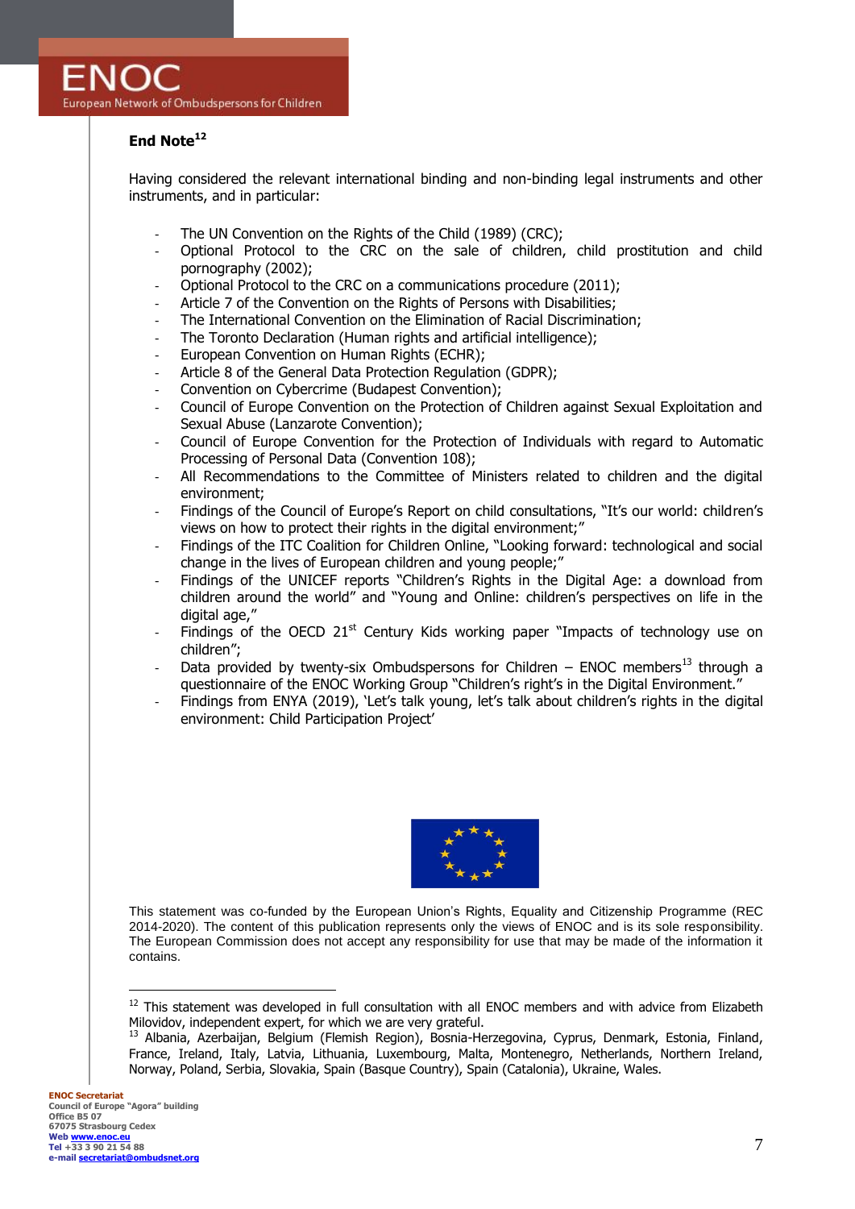**End Note[12]**

Having considered the relevant international binding and non-binding legal instruments and other instruments, and in particular:

- The UN Convention on the Rights of the Child (1989) (CRC);
- Optional Protocol to the CRC on the sale of children, child prostitution and child pornography (2002);
- Optional Protocol to the CRC on a communications procedure (2011);
- Article 7 of the Convention on the Rights of Persons with Disabilities;
- The International Convention on the Elimination of Racial Discrimination;
- The Toronto Declaration (Human rights and artificial intelligence);
- European Convention on Human Rights (ECHR);
- Article 8 of the General Data Protection Regulation (GDPR);
- Convention on Cybercrime (Budapest Convention);
- Council of Europe Convention on the Protection of Children against Sexual Exploitation and Sexual Abuse (Lanzarote Convention);
- Council of Europe Convention for the Protection of Individuals with regard to Automatic Processing of Personal Data (Convention 108);
- All Recommendations to the Committee of Ministers related to children and the digital environment;
- Findings of the Council of Europe's Report on child consultations, "It's our world: children's views on how to protect their rights in the digital environment;"
- Findings of the ITC Coalition for Children Online, "Looking forward: technological and social change in the lives of European children and young people;"
- Findings of the UNICEF reports "Children's Rights in the Digital Age: a download from children around the world" and "Young and Online: children's perspectives on life in the digital age,"
- Findings of the OECD 21st Century Kids working paper "Impacts of technology use on children";
- Data provided by twenty-six Ombudspersons for Children – ENOC members[13] through a questionnaire of the ENOC Working Group "Children's right's in the Digital Environment."
- Findings from ENYA (2019), 'Let's talk young, let's talk about children's rights in the digital environment: Child Participation Project'

This statement was co-funded by the European Union's Rights, Equality and Citizenship Programme (REC 2014-2020). The content of this publication represents only the views of ENOC and is its sole responsibility. The European Commission does not accept any responsibility for use that may be made of the information it contains.

---

[12] This statement was developed in full consultation with all ENOC members and with advice from Elizabeth Milovidov, independent expert, for which we are very grateful.

[13] Albania, Azerbaijan, Belgium (Flemish Region), Bosnia-Herzegovina, Cyprus, Denmark, Estonia, Finland, France, Ireland, Italy, Latvia, Lithuania, Luxembourg, Malta, Montenegro, Netherlands, Northern Ireland, Norway, Poland, Serbia, Slovakia, Spain (Basque Country), Spain (Catalonia), Ukraine, Wales.